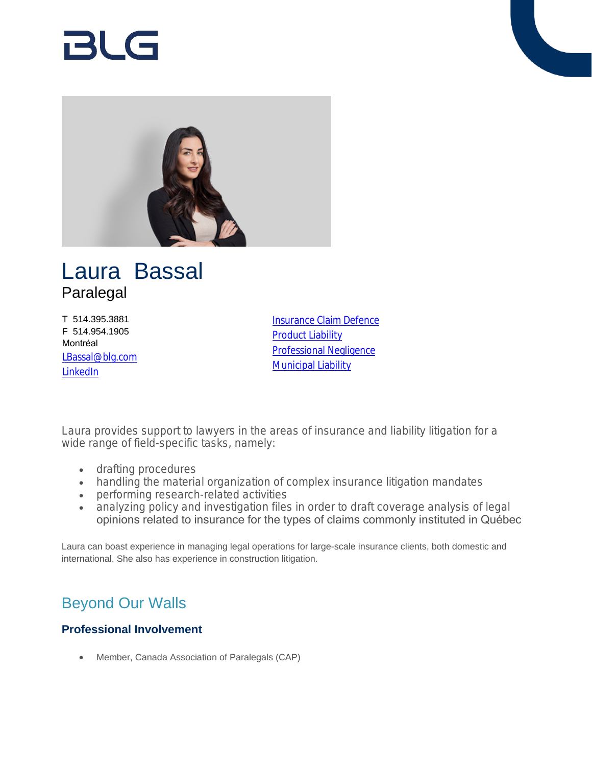# Laura Bassal

Paralegal

T 514.395.3881
F 514.954.1905
Montréal
LBassal@blg.com
LinkedIn

Insurance Claim Defence
Product Liability
Professional Negligence
Municipal Liability

Laura provides support to lawyers in the areas of insurance and liability litigation for a wide range of field-specific tasks, namely:

- drafting procedures
- handling the material organization of complex insurance litigation mandates
- performing research-related activities
- analyzing policy and investigation files in order to draft coverage analysis of legal opinions related to insurance for the types of claims commonly instituted in Québec

Laura can boast experience in managing legal operations for large-scale insurance clients, both domestic and international. She also has experience in construction litigation.

## Beyond Our Walls

### Professional Involvement

- Member, Canada Association of Paralegals (CAP)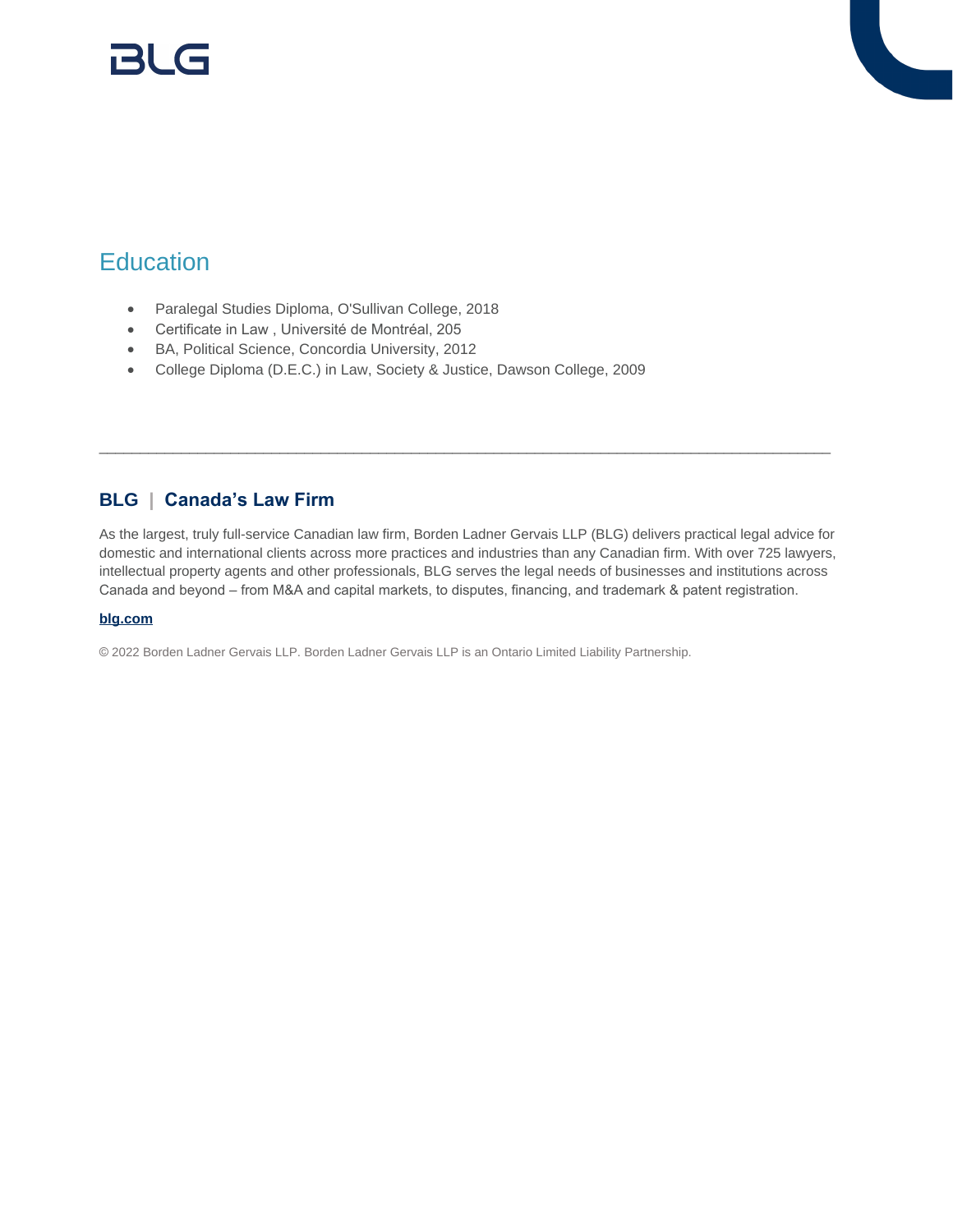## Education

- Paralegal Studies Diploma, O'Sullivan College, 2018
- Certificate in Law , Université de Montréal, 205
- BA, Political Science, Concordia University, 2012
- College Diploma (D.E.C.) in Law, Society & Justice, Dawson College, 2009

---

### BLG | Canada's Law Firm

As the largest, truly full-service Canadian law firm, Borden Ladner Gervais LLP (BLG) delivers practical legal advice for domestic and international clients across more practices and industries than any Canadian firm. With over 725 lawyers, intellectual property agents and other professionals, BLG serves the legal needs of businesses and institutions across Canada and beyond – from M&A and capital markets, to disputes, financing, and trademark & patent registration.

**blg.com**

© 2022 Borden Ladner Gervais LLP. Borden Ladner Gervais LLP is an Ontario Limited Liability Partnership.